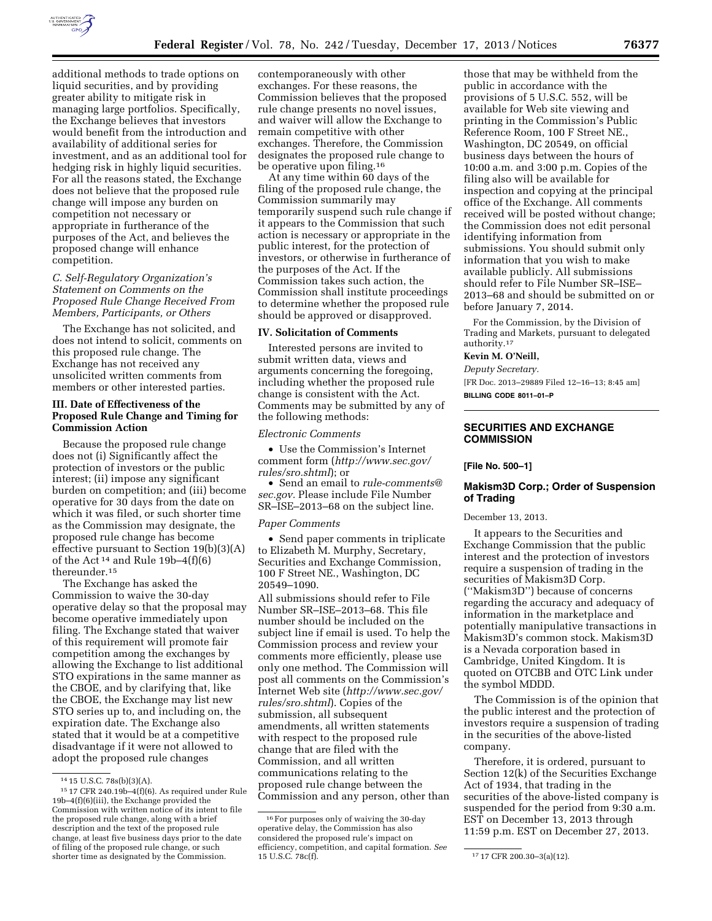additional methods to trade options on liquid securities, and by providing greater ability to mitigate risk in managing large portfolios. Specifically, the Exchange believes that investors would benefit from the introduction and availability of additional series for investment, and as an additional tool for hedging risk in highly liquid securities. For all the reasons stated, the Exchange does not believe that the proposed rule change will impose any burden on competition not necessary or appropriate in furtherance of the purposes of the Act, and believes the proposed change will enhance competition.

### *C. Self-Regulatory Organization's Statement on Comments on the Proposed Rule Change Received From Members, Participants, or Others*

The Exchange has not solicited, and does not intend to solicit, comments on this proposed rule change. The Exchange has not received any unsolicited written comments from members or other interested parties.

## III. Date of Effectiveness of the Proposed Rule Change and Timing for Commission Action

Because the proposed rule change does not (i) Significantly affect the protection of investors or the public interest; (ii) impose any significant burden on competition; and (iii) become operative for 30 days from the date on which it was filed, or such shorter time as the Commission may designate, the proposed rule change has become effective pursuant to Section 19(b)(3)(A) of the Act [14] and Rule 19b–4(f)(6) thereunder.[15]

The Exchange has asked the Commission to waive the 30-day operative delay so that the proposal may become operative immediately upon filing. The Exchange stated that waiver of this requirement will promote fair competition among the exchanges by allowing the Exchange to list additional STO expirations in the same manner as the CBOE, and by clarifying that, like the CBOE, the Exchange may list new STO series up to, and including on, the expiration date. The Exchange also stated that it would be at a competitive disadvantage if it were not allowed to adopt the proposed rule changes contemporaneously with other exchanges. For these reasons, the Commission believes that the proposed rule change presents no novel issues, and waiver will allow the Exchange to remain competitive with other exchanges. Therefore, the Commission designates the proposed rule change to be operative upon filing.[16]

At any time within 60 days of the filing of the proposed rule change, the Commission summarily may temporarily suspend such rule change if it appears to the Commission that such action is necessary or appropriate in the public interest, for the protection of investors, or otherwise in furtherance of the purposes of the Act. If the Commission takes such action, the Commission shall institute proceedings to determine whether the proposed rule should be approved or disapproved.

## IV. Solicitation of Comments

Interested persons are invited to submit written data, views and arguments concerning the foregoing, including whether the proposed rule change is consistent with the Act. Comments may be submitted by any of the following methods:

*Electronic Comments*

- Use the Commission's Internet comment form (*http://www.sec.gov/rules/sro.shtml*); or
- Send an email to *rule-comments@sec.gov.* Please include File Number SR–ISE–2013–68 on the subject line.

*Paper Comments*

- Send paper comments in triplicate to Elizabeth M. Murphy, Secretary, Securities and Exchange Commission, 100 F Street NE., Washington, DC 20549–1090.

All submissions should refer to File Number SR–ISE–2013–68. This file number should be included on the subject line if email is used. To help the Commission process and review your comments more efficiently, please use only one method. The Commission will post all comments on the Commission's Internet Web site (*http://www.sec.gov/rules/sro.shtml*). Copies of the submission, all subsequent amendments, all written statements with respect to the proposed rule change that are filed with the Commission, and all written communications relating to the proposed rule change between the Commission and any person, other than those that may be withheld from the public in accordance with the provisions of 5 U.S.C. 552, will be available for Web site viewing and printing in the Commission's Public Reference Room, 100 F Street NE., Washington, DC 20549, on official business days between the hours of 10:00 a.m. and 3:00 p.m. Copies of the filing also will be available for inspection and copying at the principal office of the Exchange. All comments received will be posted without change; the Commission does not edit personal identifying information from submissions. You should submit only information that you wish to make available publicly. All submissions should refer to File Number SR–ISE–2013–68 and should be submitted on or before January 7, 2014.

For the Commission, by the Division of Trading and Markets, pursuant to delegated authority.[17]

**Kevin M. O'Neill,**

*Deputy Secretary.*

[FR Doc. 2013–29889 Filed 12–16–13; 8:45 am]

**BILLING CODE 8011–01–P**

---

## SECURITIES AND EXCHANGE COMMISSION

**[File No. 500–1]**

## Makism3D Corp.; Order of Suspension of Trading

December 13, 2013.

It appears to the Securities and Exchange Commission that the public interest and the protection of investors require a suspension of trading in the securities of Makism3D Corp. ("Makism3D") because of concerns regarding the accuracy and adequacy of information in the marketplace and potentially manipulative transactions in Makism3D's common stock. Makism3D is a Nevada corporation based in Cambridge, United Kingdom. It is quoted on OTCBB and OTC Link under the symbol MDDD.

The Commission is of the opinion that the public interest and the protection of investors require a suspension of trading in the securities of the above-listed company.

Therefore, it is ordered, pursuant to Section 12(k) of the Securities Exchange Act of 1934, that trading in the securities of the above-listed company is suspended for the period from 9:30 a.m. EST on December 13, 2013 through 11:59 p.m. EST on December 27, 2013.

---

[14] 15 U.S.C. 78s(b)(3)(A).

[15] 17 CFR 240.19b–4(f)(6). As required under Rule 19b–4(f)(6)(iii), the Exchange provided the Commission with written notice of its intent to file the proposed rule change, along with a brief description and the text of the proposed rule change, at least five business days prior to the date of filing of the proposed rule change, or such shorter time as designated by the Commission.

[16] For purposes only of waiving the 30-day operative delay, the Commission has also considered the proposed rule's impact on efficiency, competition, and capital formation. *See* 15 U.S.C. 78c(f).

[17] 17 CFR 200.30–3(a)(12).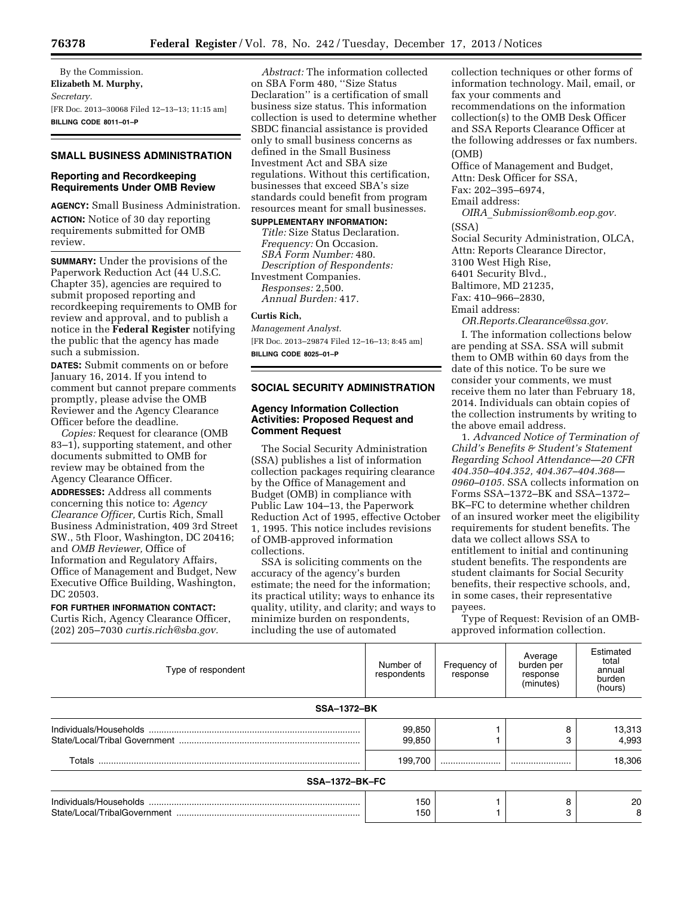By the Commission.

**Elizabeth M. Murphy,**

*Secretary.*

[FR Doc. 2013–30068 Filed 12–13–13; 11:15 am]

**BILLING CODE 8011–01–P**

## SMALL BUSINESS ADMINISTRATION

### Reporting and Recordkeeping Requirements Under OMB Review

**AGENCY:** Small Business Administration.

**ACTION:** Notice of 30 day reporting requirements submitted for OMB review.

**SUMMARY:** Under the provisions of the Paperwork Reduction Act (44 U.S.C. Chapter 35), agencies are required to submit proposed reporting and recordkeeping requirements to OMB for review and approval, and to publish a notice in the **Federal Register** notifying the public that the agency has made such a submission.

**DATES:** Submit comments on or before January 16, 2014. If you intend to comment but cannot prepare comments promptly, please advise the OMB Reviewer and the Agency Clearance Officer before the deadline.

*Copies:* Request for clearance (OMB 83–1), supporting statement, and other documents submitted to OMB for review may be obtained from the Agency Clearance Officer.

**ADDRESSES:** Address all comments concerning this notice to: *Agency Clearance Officer,* Curtis Rich, Small Business Administration, 409 3rd Street SW., 5th Floor, Washington, DC 20416; and *OMB Reviewer,* Office of Information and Regulatory Affairs, Office of Management and Budget, New Executive Office Building, Washington, DC 20503.

**FOR FURTHER INFORMATION CONTACT:** Curtis Rich, Agency Clearance Officer, (202) 205–7030 *curtis.rich@sba.gov.*

*Abstract:* The information collected on SBA Form 480, ''Size Status Declaration'' is a certification of small business size status. This information collection is used to determine whether SBDC financial assistance is provided only to small business concerns as defined in the Small Business Investment Act and SBA size regulations. Without this certification, businesses that exceed SBA's size standards could benefit from program resources meant for small businesses.

**SUPPLEMENTARY INFORMATION:**

*Title:* Size Status Declaration.

*Frequency:* On Occasion.

*SBA Form Number:* 480.

*Description of Respondents:* Investment Companies.

*Responses:* 2,500.

*Annual Burden:* 417.

**Curtis Rich,**

*Management Analyst.*

[FR Doc. 2013–29874 Filed 12–16–13; 8:45 am]

**BILLING CODE 8025–01–P**

## SOCIAL SECURITY ADMINISTRATION

### Agency Information Collection Activities: Proposed Request and Comment Request

The Social Security Administration (SSA) publishes a list of information collection packages requiring clearance by the Office of Management and Budget (OMB) in compliance with Public Law 104–13, the Paperwork Reduction Act of 1995, effective October 1, 1995. This notice includes revisions of OMB-approved information collections.

SSA is soliciting comments on the accuracy of the agency's burden estimate; the need for the information; its practical utility; ways to enhance its quality, utility, and clarity; and ways to minimize burden on respondents, including the use of automated collection techniques or other forms of information technology. Mail, email, or fax your comments and recommendations on the information collection(s) to the OMB Desk Officer and SSA Reports Clearance Officer at the following addresses or fax numbers.

(OMB)

Office of Management and Budget, Attn: Desk Officer for SSA, Fax: 202–395–6974, Email address: *OIRA_Submission@omb.eop.gov.*

(SSA)

Social Security Administration, OLCA, Attn: Reports Clearance Director, 3100 West High Rise, 6401 Security Blvd., Baltimore, MD 21235, Fax: 410–966–2830, Email address: *OR.Reports.Clearance@ssa.gov.*

I. The information collections below are pending at SSA. SSA will submit them to OMB within 60 days from the date of this notice. To be sure we consider your comments, we must receive them no later than February 18, 2014. Individuals can obtain copies of the collection instruments by writing to the above email address.

1. *Advanced Notice of Termination of Child's Benefits & Student's Statement Regarding School Attendance—20 CFR 404.350–404.352, 404.367–404.368—0960–0105.* SSA collects information on Forms SSA–1372–BK and SSA–1372–BK–FC to determine whether children of an insured worker meet the eligibility requirements for student benefits. The data we collect allows SSA to entitlement to initial and continuing student benefits. The respondents are student claimants for Social Security benefits, their respective schools, and, in some cases, their representative payees.

Type of Request: Revision of an OMB-approved information collection.

| Type of respondent | Number of respondents | Frequency of response | Average burden per response (minutes) | Estimated total annual burden (hours) |
|---|---|---|---|---|
| **SSA–1372–BK** | | | | |
| Individuals/Households | 99,850 | 1 | 8 | 13,313 |
| State/Local/Tribal Government | 99,850 | 1 | 3 | 4,993 |
| Totals | 199,700 | | | 18,306 |
| **SSA–1372–BK–FC** | | | | |
| Individuals/Households | 150 | 1 | 8 | 20 |
| State/Local/TribalGovernment | 150 | 1 | 3 | 8 |